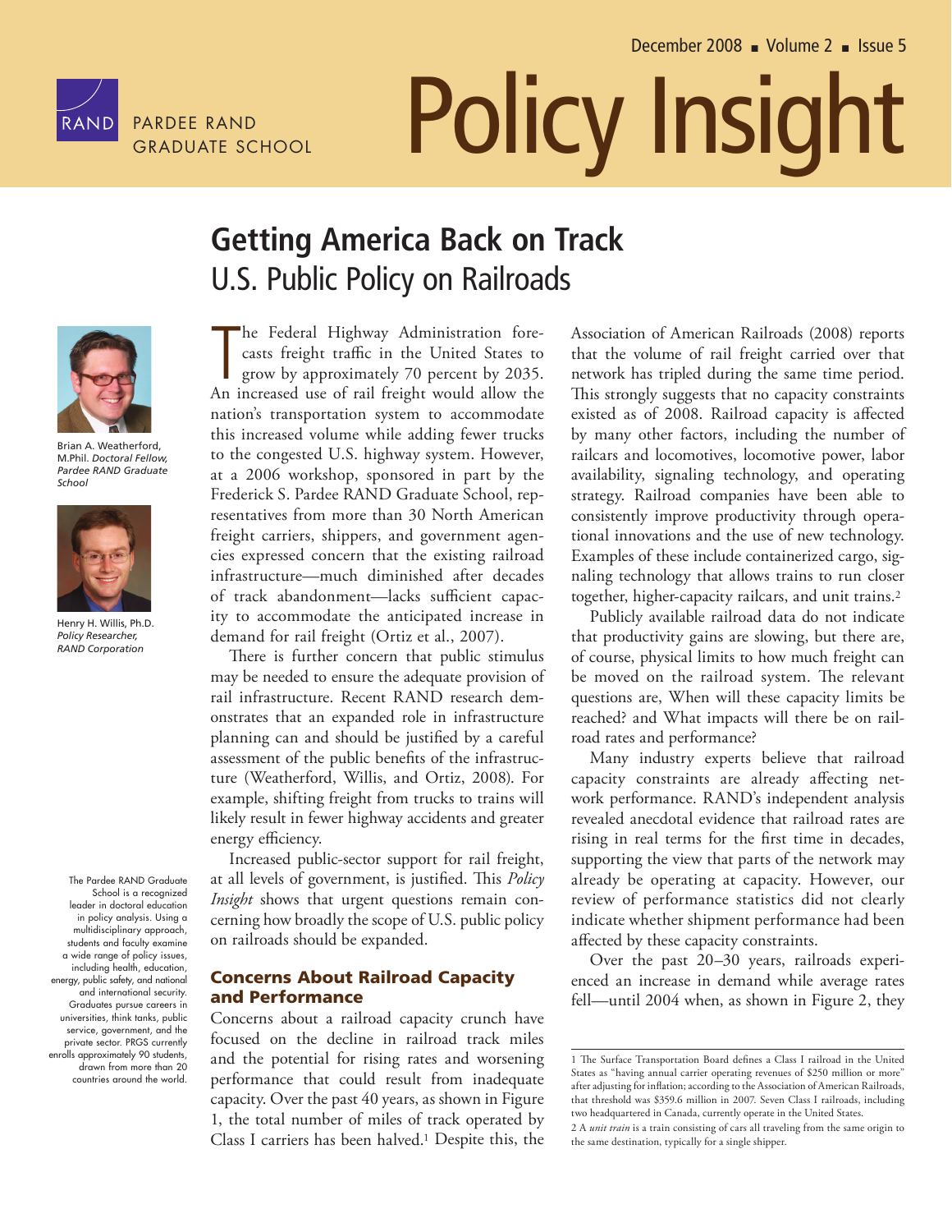December 2008 ■ Volume 2 ■ Issue 5

RAND PARDEE RAND GRADUATE SCHOOL

# Policy Insight

## Getting America Back on Track
U.S. Public Policy on Railroads

Brian A. Weatherford, M.Phil. *Doctoral Fellow, Pardee RAND Graduate School*

Henry H. Willis, Ph.D. *Policy Researcher, RAND Corporation*

The Pardee RAND Graduate School is a recognized leader in doctoral education in policy analysis. Using a multidisciplinary approach, students and faculty examine a wide range of policy issues, including health, education, energy, public safety, and national and international security. Graduates pursue careers in universities, think tanks, public service, government, and the private sector. PRGS currently enrolls approximately 90 students, drawn from more than 20 countries around the world.

The Federal Highway Administration forecasts freight traffic in the United States to grow by approximately 70 percent by 2035. An increased use of rail freight would allow the nation's transportation system to accommodate this increased volume while adding fewer trucks to the congested U.S. highway system. However, at a 2006 workshop, sponsored in part by the Frederick S. Pardee RAND Graduate School, representatives from more than 30 North American freight carriers, shippers, and government agencies expressed concern that the existing railroad infrastructure—much diminished after decades of track abandonment—lacks sufficient capacity to accommodate the anticipated increase in demand for rail freight (Ortiz et al., 2007).

There is further concern that public stimulus may be needed to ensure the adequate provision of rail infrastructure. Recent RAND research demonstrates that an expanded role in infrastructure planning can and should be justified by a careful assessment of the public benefits of the infrastructure (Weatherford, Willis, and Ortiz, 2008). For example, shifting freight from trucks to trains will likely result in fewer highway accidents and greater energy efficiency.

Increased public-sector support for rail freight, at all levels of government, is justified. This *Policy Insight* shows that urgent questions remain concerning how broadly the scope of U.S. public policy on railroads should be expanded.

### Concerns About Railroad Capacity and Performance

Concerns about a railroad capacity crunch have focused on the decline in railroad track miles and the potential for rising rates and worsening performance that could result from inadequate capacity. Over the past 40 years, as shown in Figure 1, the total number of miles of track operated by Class I carriers has been halved.[1] Despite this, the Association of American Railroads (2008) reports that the volume of rail freight carried over that network has tripled during the same time period. This strongly suggests that no capacity constraints existed as of 2008. Railroad capacity is affected by many other factors, including the number of railcars and locomotives, locomotive power, labor availability, signaling technology, and operating strategy. Railroad companies have been able to consistently improve productivity through operational innovations and the use of new technology. Examples of these include containerized cargo, signaling technology that allows trains to run closer together, higher-capacity railcars, and unit trains.[2]

Publicly available railroad data do not indicate that productivity gains are slowing, but there are, of course, physical limits to how much freight can be moved on the railroad system. The relevant questions are, When will these capacity limits be reached? and What impacts will there be on railroad rates and performance?

Many industry experts believe that railroad capacity constraints are already affecting network performance. RAND's independent analysis revealed anecdotal evidence that railroad rates are rising in real terms for the first time in decades, supporting the view that parts of the network may already be operating at capacity. However, our review of performance statistics did not clearly indicate whether shipment performance had been affected by these capacity constraints.

Over the past 20–30 years, railroads experienced an increase in demand while average rates fell—until 2004 when, as shown in Figure 2, they

---

1 The Surface Transportation Board defines a Class I railroad in the United States as "having annual carrier operating revenues of $250 million or more" after adjusting for inflation; according to the Association of American Railroads, that threshold was $359.6 million in 2007. Seven Class I railroads, including two headquartered in Canada, currently operate in the United States.

2 A *unit train* is a train consisting of cars all traveling from the same origin to the same destination, typically for a single shipper.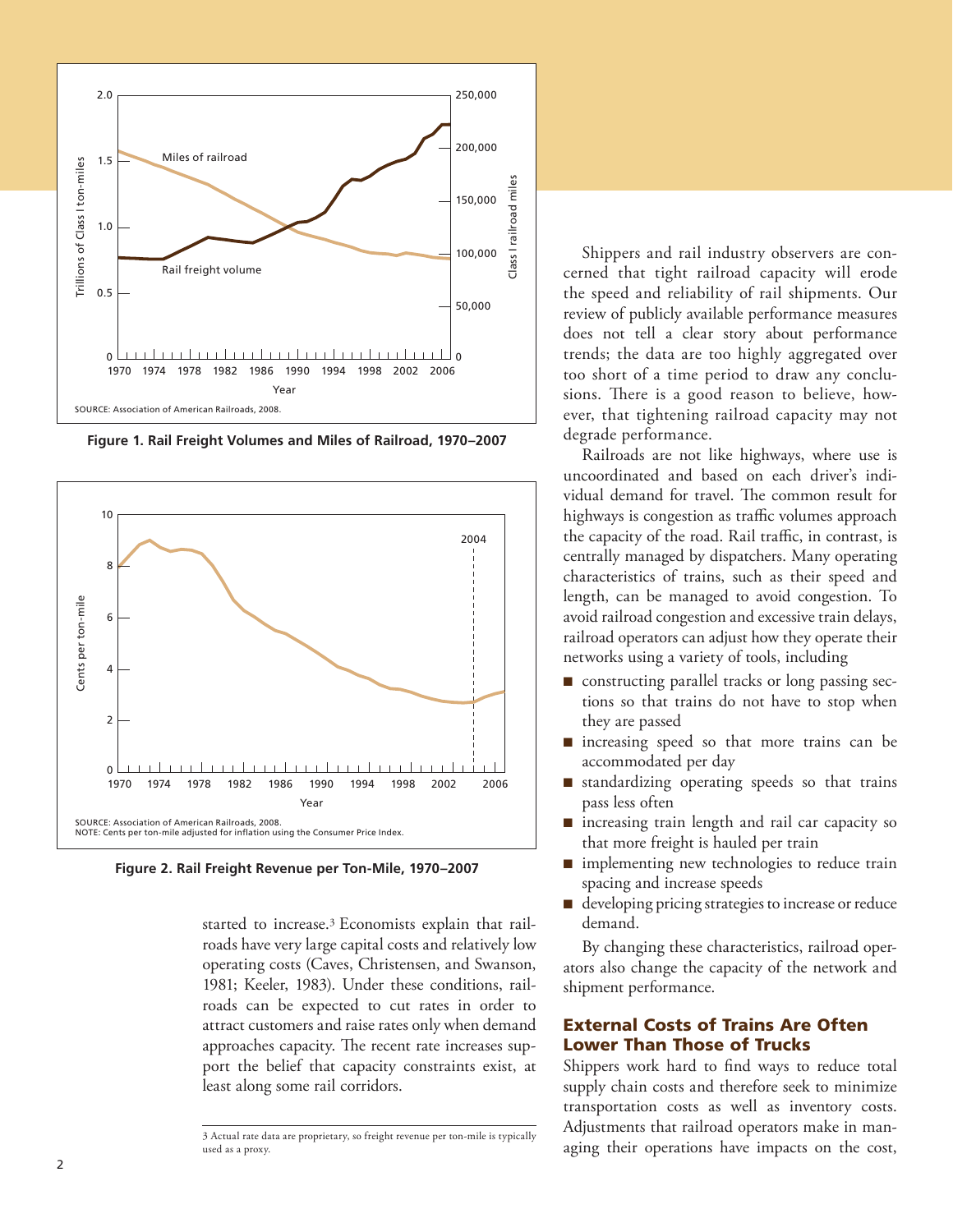Figure 1. Rail Freight Volumes and Miles of Railroad, 1970–2007

SOURCE: Association of American Railroads, 2008.

Figure 2. Rail Freight Revenue per Ton-Mile, 1970–2007

SOURCE: Association of American Railroads, 2008.
NOTE: Cents per ton-mile adjusted for inflation using the Consumer Price Index.

started to increase.[3] Economists explain that railroads have very large capital costs and relatively low operating costs (Caves, Christensen, and Swanson, 1981; Keeler, 1983). Under these conditions, railroads can be expected to cut rates in order to attract customers and raise rates only when demand approaches capacity. The recent rate increases support the belief that capacity constraints exist, at least along some rail corridors.

Shippers and rail industry observers are concerned that tight railroad capacity will erode the speed and reliability of rail shipments. Our review of publicly available performance measures does not tell a clear story about performance trends; the data are too highly aggregated over too short of a time period to draw any conclusions. There is a good reason to believe, however, that tightening railroad capacity may not degrade performance.

Railroads are not like highways, where use is uncoordinated and based on each driver's individual demand for travel. The common result for highways is congestion as traffic volumes approach the capacity of the road. Rail traffic, in contrast, is centrally managed by dispatchers. Many operating characteristics of trains, such as their speed and length, can be managed to avoid congestion. To avoid railroad congestion and excessive train delays, railroad operators can adjust how they operate their networks using a variety of tools, including

- constructing parallel tracks or long passing sections so that trains do not have to stop when they are passed
- increasing speed so that more trains can be accommodated per day
- standardizing operating speeds so that trains pass less often
- increasing train length and rail car capacity so that more freight is hauled per train
- implementing new technologies to reduce train spacing and increase speeds
- developing pricing strategies to increase or reduce demand.

By changing these characteristics, railroad operators also change the capacity of the network and shipment performance.

## External Costs of Trains Are Often Lower Than Those of Trucks

Shippers work hard to find ways to reduce total supply chain costs and therefore seek to minimize transportation costs as well as inventory costs. Adjustments that railroad operators make in managing their operations have impacts on the cost,

[3] Actual rate data are proprietary, so freight revenue per ton-mile is typically used as a proxy.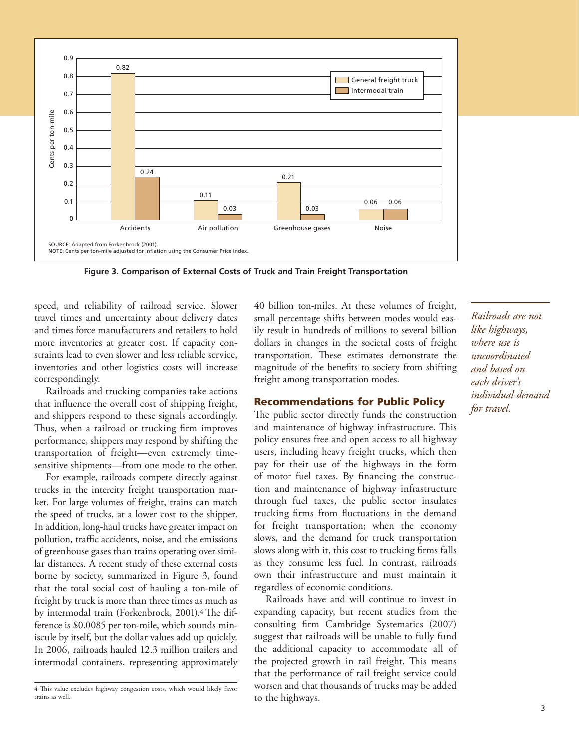| | General freight truck | Intermodal train |
|---|---|---|
| Accidents | 0.82 | 0.24 |
| Air pollution | 0.11 | 0.03 |
| Greenhouse gases | 0.21 | 0.03 |
| Noise | 0.06 | 0.06 |

Cents per ton-mile

SOURCE: Adapted from Forkenbrock (2001).
NOTE: Cents per ton-mile adjusted for inflation using the Consumer Price Index.

**Figure 3. Comparison of External Costs of Truck and Train Freight Transportation**

speed, and reliability of railroad service. Slower travel times and uncertainty about delivery dates and times force manufacturers and retailers to hold more inventories at greater cost. If capacity constraints lead to even slower and less reliable service, inventories and other logistics costs will increase correspondingly.

Railroads and trucking companies take actions that influence the overall cost of shipping freight, and shippers respond to these signals accordingly. Thus, when a railroad or trucking firm improves performance, shippers may respond by shifting the transportation of freight—even extremely time-sensitive shipments—from one mode to the other.

For example, railroads compete directly against trucks in the intercity freight transportation market. For large volumes of freight, trains can match the speed of trucks, at a lower cost to the shipper. In addition, long-haul trucks have greater impact on pollution, traffic accidents, noise, and the emissions of greenhouse gases than trains operating over similar distances. A recent study of these external costs borne by society, summarized in Figure 3, found that the total social cost of hauling a ton-mile of freight by truck is more than three times as much as by intermodal train (Forkenbrock, 2001).[4] The difference is $0.0085 per ton-mile, which sounds miniscule by itself, but the dollar values add up quickly. In 2006, railroads hauled 12.3 million trailers and intermodal containers, representing approximately 40 billion ton-miles. At these volumes of freight, small percentage shifts between modes would easily result in hundreds of millions to several billion dollars in changes in the societal costs of freight transportation. These estimates demonstrate the magnitude of the benefits to society from shifting freight among transportation modes.

*Railroads are not like highways, where use is uncoordinated and based on each driver's individual demand for travel.*

## Recommendations for Public Policy

The public sector directly funds the construction and maintenance of highway infrastructure. This policy ensures free and open access to all highway users, including heavy freight trucks, which then pay for their use of the highways in the form of motor fuel taxes. By financing the construction and maintenance of highway infrastructure through fuel taxes, the public sector insulates trucking firms from fluctuations in the demand for freight transportation; when the economy slows, and the demand for truck transportation slows along with it, this cost to trucking firms falls as they consume less fuel. In contrast, railroads own their infrastructure and must maintain it regardless of economic conditions.

Railroads have and will continue to invest in expanding capacity, but recent studies from the consulting firm Cambridge Systematics (2007) suggest that railroads will be unable to fully fund the additional capacity to accommodate all of the projected growth in rail freight. This means that the performance of rail freight service could worsen and that thousands of trucks may be added to the highways.

---

4 This value excludes highway congestion costs, which would likely favor trains as well.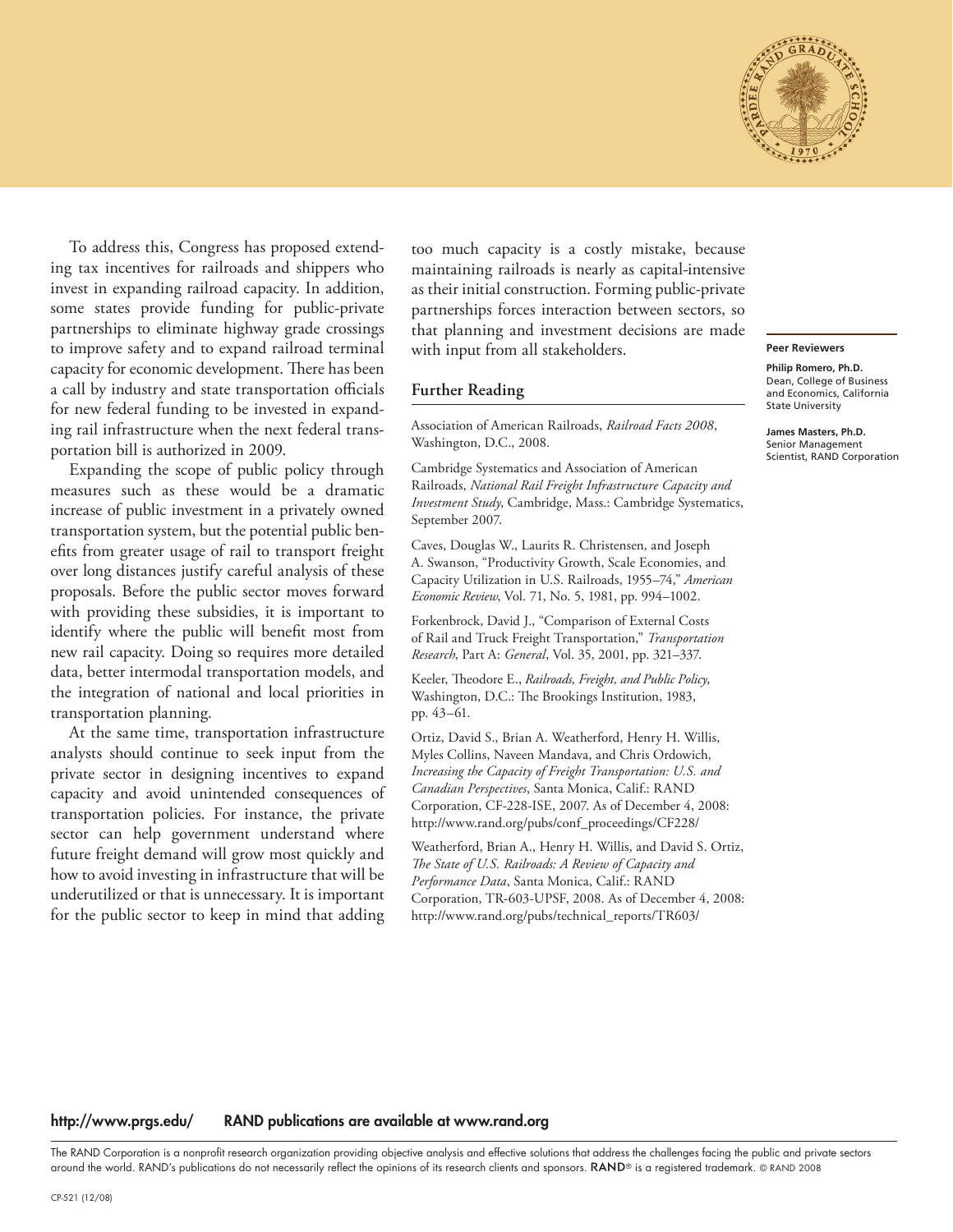To address this, Congress has proposed extending tax incentives for railroads and shippers who invest in expanding railroad capacity. In addition, some states provide funding for public-private partnerships to eliminate highway grade crossings to improve safety and to expand railroad terminal capacity for economic development. There has been a call by industry and state transportation officials for new federal funding to be invested in expanding rail infrastructure when the next federal transportation bill is authorized in 2009.

Expanding the scope of public policy through measures such as these would be a dramatic increase of public investment in a privately owned transportation system, but the potential public benefits from greater usage of rail to transport freight over long distances justify careful analysis of these proposals. Before the public sector moves forward with providing these subsidies, it is important to identify where the public will benefit most from new rail capacity. Doing so requires more detailed data, better intermodal transportation models, and the integration of national and local priorities in transportation planning.

At the same time, transportation infrastructure analysts should continue to seek input from the private sector in designing incentives to expand capacity and avoid unintended consequences of transportation policies. For instance, the private sector can help government understand where future freight demand will grow most quickly and how to avoid investing in infrastructure that will be underutilized or that is unnecessary. It is important for the public sector to keep in mind that adding too much capacity is a costly mistake, because maintaining railroads is nearly as capital-intensive as their initial construction. Forming public-private partnerships forces interaction between sectors, so that planning and investment decisions are made with input from all stakeholders.

## Further Reading

Association of American Railroads, *Railroad Facts 2008*, Washington, D.C., 2008.

Cambridge Systematics and Association of American Railroads, *National Rail Freight Infrastructure Capacity and Investment Study*, Cambridge, Mass.: Cambridge Systematics, September 2007.

Caves, Douglas W., Laurits R. Christensen, and Joseph A. Swanson, "Productivity Growth, Scale Economies, and Capacity Utilization in U.S. Railroads, 1955–74," *American Economic Review*, Vol. 71, No. 5, 1981, pp. 994–1002.

Forkenbrock, David J., "Comparison of External Costs of Rail and Truck Freight Transportation," *Transportation Research*, Part A: *General*, Vol. 35, 2001, pp. 321–337.

Keeler, Theodore E., *Railroads, Freight, and Public Policy*, Washington, D.C.: The Brookings Institution, 1983, pp. 43–61.

Ortiz, David S., Brian A. Weatherford, Henry H. Willis, Myles Collins, Naveen Mandava, and Chris Ordowich, *Increasing the Capacity of Freight Transportation: U.S. and Canadian Perspectives*, Santa Monica, Calif.: RAND Corporation, CF-228-ISE, 2007. As of December 4, 2008: http://www.rand.org/pubs/conf_proceedings/CF228/

Weatherford, Brian A., Henry H. Willis, and David S. Ortiz, *The State of U.S. Railroads: A Review of Capacity and Performance Data*, Santa Monica, Calif.: RAND Corporation, TR-603-UPSF, 2008. As of December 4, 2008: http://www.rand.org/pubs/technical_reports/TR603/

**Peer Reviewers**

**Philip Romero, Ph.D.**
Dean, College of Business and Economics, California State University

**James Masters, Ph.D.**
Senior Management Scientist, RAND Corporation

**http://www.prgs.edu/ RAND publications are available at www.rand.org**

The RAND Corporation is a nonprofit research organization providing objective analysis and effective solutions that address the challenges facing the public and private sectors around the world. RAND's publications do not necessarily reflect the opinions of its research clients and sponsors. RAND® is a registered trademark. © RAND 2008

CP-521 (12/08)